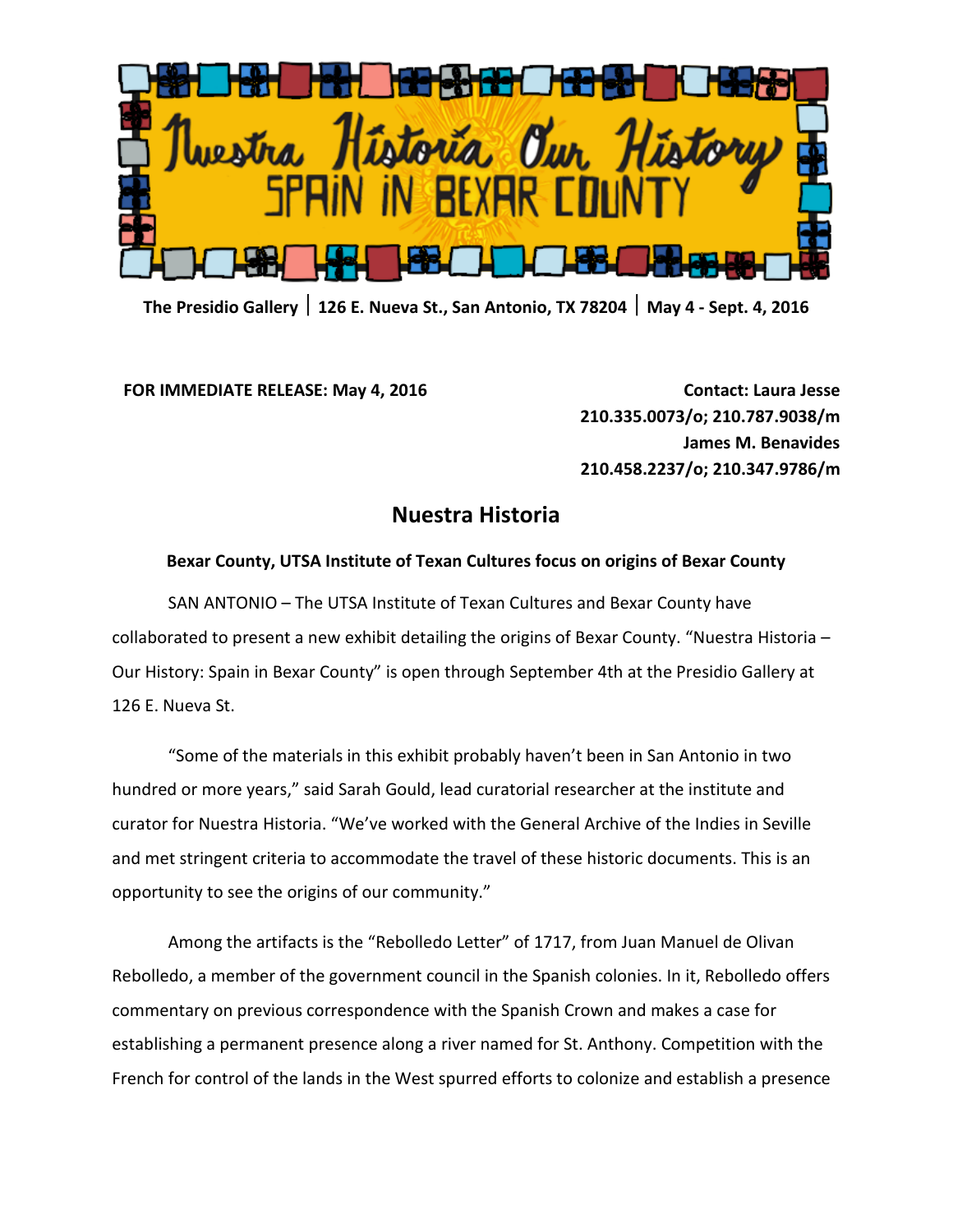# Nuestra Historia Our History
## SPAIN IN BEXAR COUNTY

**The Presidio Gallery | 126 E. Nueva St., San Antonio, TX 78204 | May 4 - Sept. 4, 2016**

**FOR IMMEDIATE RELEASE: May 4, 2016**

**Contact: Laura Jesse**
**210.335.0073/o; 210.787.9038/m**
**James M. Benavides**
**210.458.2237/o; 210.347.9786/m**

## Nuestra Historia

**Bexar County, UTSA Institute of Texan Cultures focus on origins of Bexar County**

SAN ANTONIO – The UTSA Institute of Texan Cultures and Bexar County have collaborated to present a new exhibit detailing the origins of Bexar County. "Nuestra Historia – Our History: Spain in Bexar County" is open through September 4th at the Presidio Gallery at 126 E. Nueva St.

"Some of the materials in this exhibit probably haven't been in San Antonio in two hundred or more years," said Sarah Gould, lead curatorial researcher at the institute and curator for Nuestra Historia. "We've worked with the General Archive of the Indies in Seville and met stringent criteria to accommodate the travel of these historic documents. This is an opportunity to see the origins of our community."

Among the artifacts is the "Rebolledo Letter" of 1717, from Juan Manuel de Olivan Rebolledo, a member of the government council in the Spanish colonies. In it, Rebolledo offers commentary on previous correspondence with the Spanish Crown and makes a case for establishing a permanent presence along a river named for St. Anthony. Competition with the French for control of the lands in the West spurred efforts to colonize and establish a presence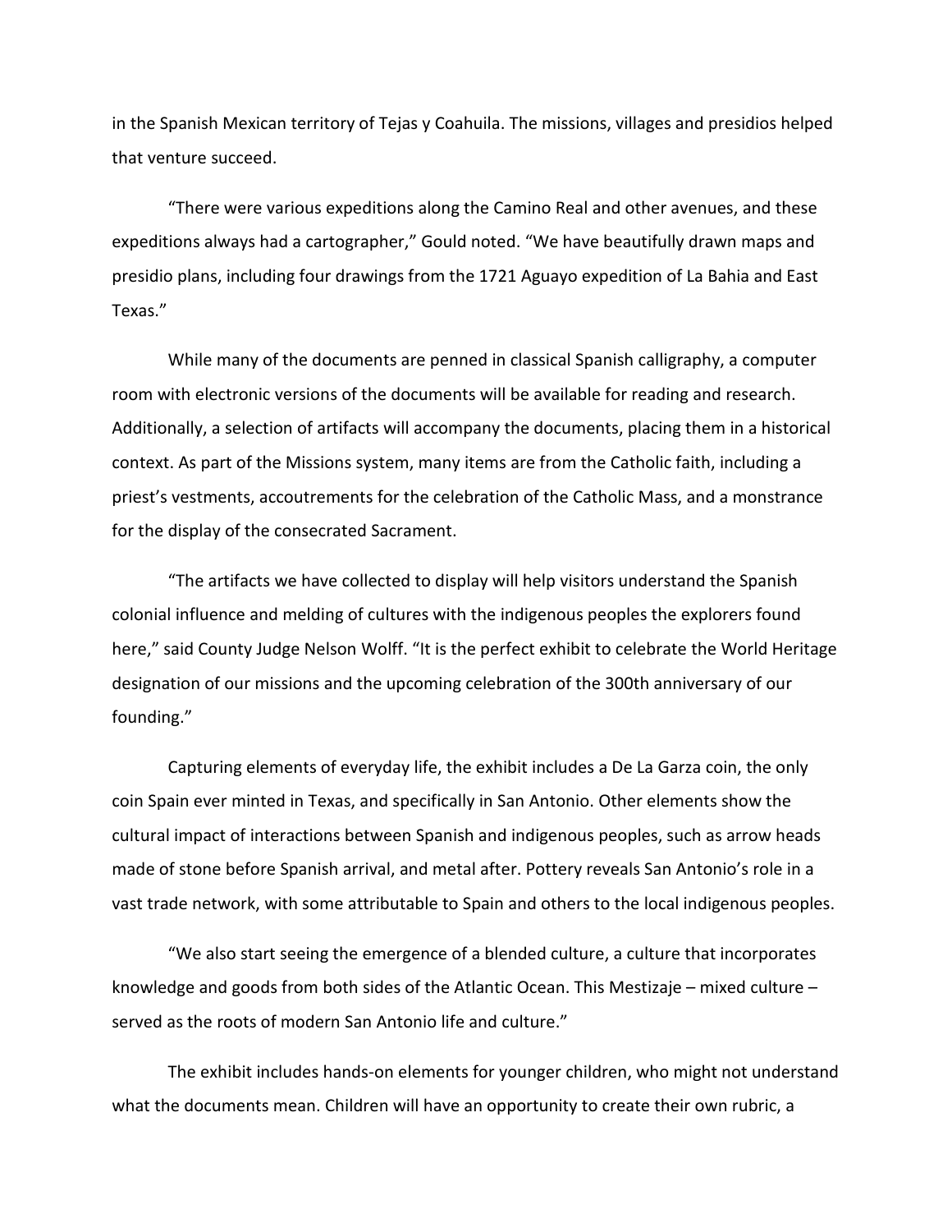in the Spanish Mexican territory of Tejas y Coahuila. The missions, villages and presidios helped that venture succeed.

"There were various expeditions along the Camino Real and other avenues, and these expeditions always had a cartographer," Gould noted. "We have beautifully drawn maps and presidio plans, including four drawings from the 1721 Aguayo expedition of La Bahia and East Texas."

While many of the documents are penned in classical Spanish calligraphy, a computer room with electronic versions of the documents will be available for reading and research. Additionally, a selection of artifacts will accompany the documents, placing them in a historical context. As part of the Missions system, many items are from the Catholic faith, including a priest's vestments, accoutrements for the celebration of the Catholic Mass, and a monstrance for the display of the consecrated Sacrament.

"The artifacts we have collected to display will help visitors understand the Spanish colonial influence and melding of cultures with the indigenous peoples the explorers found here," said County Judge Nelson Wolff. "It is the perfect exhibit to celebrate the World Heritage designation of our missions and the upcoming celebration of the 300th anniversary of our founding."

Capturing elements of everyday life, the exhibit includes a De La Garza coin, the only coin Spain ever minted in Texas, and specifically in San Antonio. Other elements show the cultural impact of interactions between Spanish and indigenous peoples, such as arrow heads made of stone before Spanish arrival, and metal after. Pottery reveals San Antonio's role in a vast trade network, with some attributable to Spain and others to the local indigenous peoples.

"We also start seeing the emergence of a blended culture, a culture that incorporates knowledge and goods from both sides of the Atlantic Ocean. This Mestizaje – mixed culture – served as the roots of modern San Antonio life and culture."

The exhibit includes hands-on elements for younger children, who might not understand what the documents mean. Children will have an opportunity to create their own rubric, a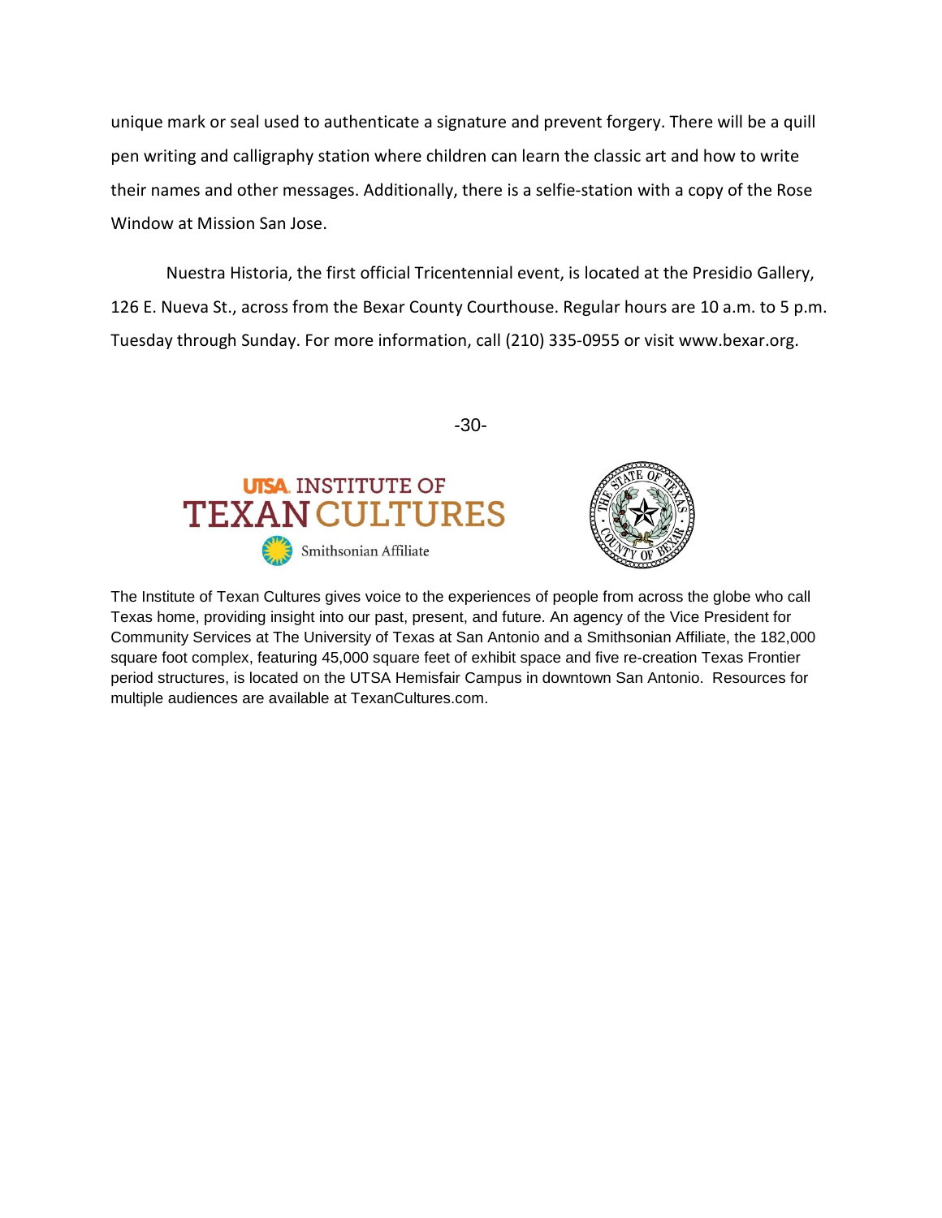unique mark or seal used to authenticate a signature and prevent forgery. There will be a quill pen writing and calligraphy station where children can learn the classic art and how to write their names and other messages. Additionally, there is a selfie-station with a copy of the Rose Window at Mission San Jose.

Nuestra Historia, the first official Tricentennial event, is located at the Presidio Gallery, 126 E. Nueva St., across from the Bexar County Courthouse. Regular hours are 10 a.m. to 5 p.m. Tuesday through Sunday. For more information, call (210) 335-0955 or visit www.bexar.org.

-30-

UTSA INSTITUTE OF TEXAN CULTURES

Smithsonian Affiliate

THE STATE OF TEXAS COUNTY OF BEXAR

The Institute of Texan Cultures gives voice to the experiences of people from across the globe who call Texas home, providing insight into our past, present, and future. An agency of the Vice President for Community Services at The University of Texas at San Antonio and a Smithsonian Affiliate, the 182,000 square foot complex, featuring 45,000 square feet of exhibit space and five re-creation Texas Frontier period structures, is located on the UTSA Hemisfair Campus in downtown San Antonio. Resources for multiple audiences are available at TexanCultures.com.